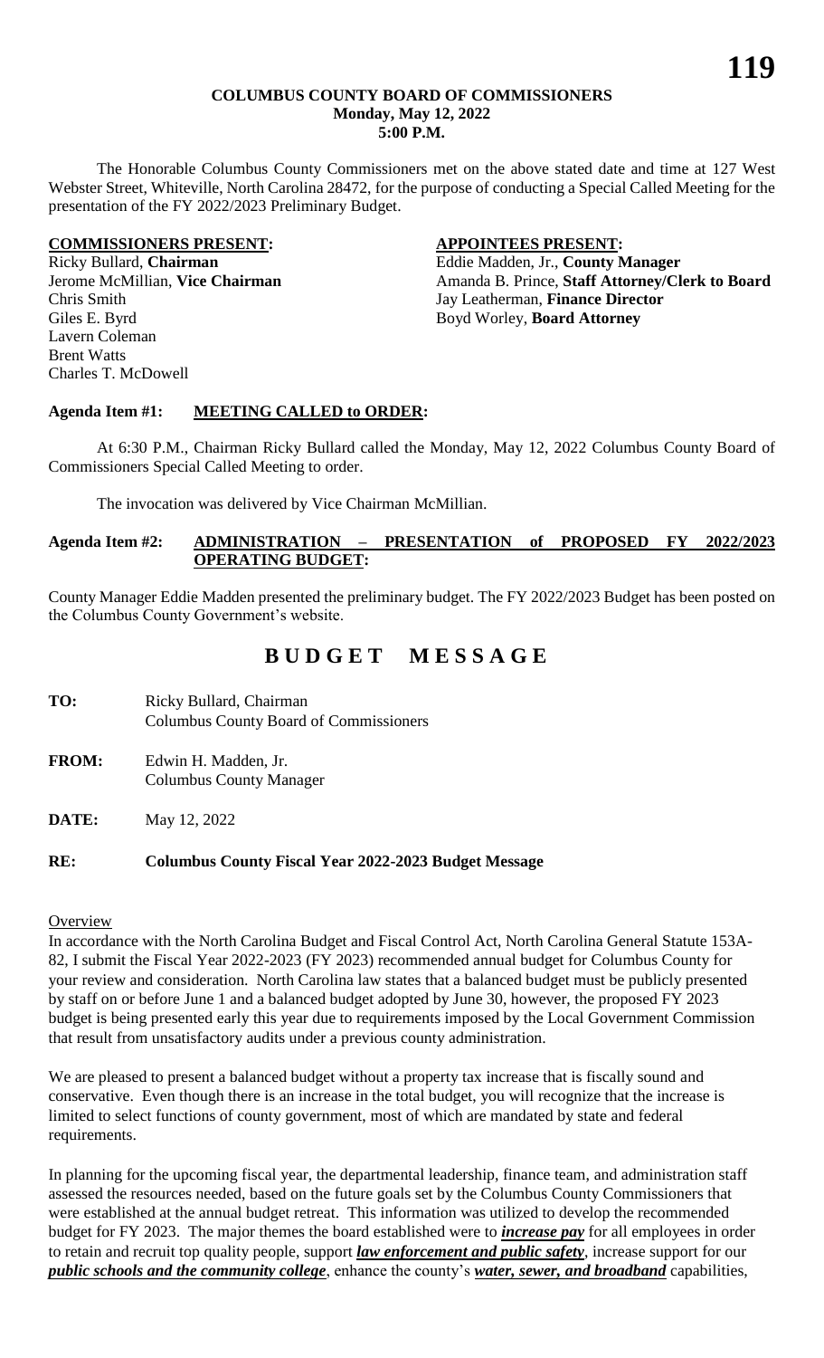**COLUMBUS COUNTY BOARD OF COMMISSIONERS**
**Monday, May 12, 2022**
**5:00 P.M.**

The Honorable Columbus County Commissioners met on the above stated date and time at 127 West Webster Street, Whiteville, North Carolina 28472, for the purpose of conducting a Special Called Meeting for the presentation of the FY 2022/2023 Preliminary Budget.

| **COMMISSIONERS PRESENT:** | **APPOINTEES PRESENT:** |
|---|---|
| Ricky Bullard, **Chairman** | Eddie Madden, Jr., **County Manager** |
| Jerome McMillian, **Vice Chairman** | Amanda B. Prince, **Staff Attorney/Clerk to Board** |
| Chris Smith | Jay Leatherman, **Finance Director** |
| Giles E. Byrd | Boyd Worley, **Board Attorney** |
| Lavern Coleman | |
| Brent Watts | |
| Charles T. McDowell | |

**Agenda Item #1: MEETING CALLED to ORDER:**

At 6:30 P.M., Chairman Ricky Bullard called the Monday, May 12, 2022 Columbus County Board of Commissioners Special Called Meeting to order.

The invocation was delivered by Vice Chairman McMillian.

**Agenda Item #2: ADMINISTRATION – PRESENTATION of PROPOSED FY 2022/2023 OPERATING BUDGET:**

County Manager Eddie Madden presented the preliminary budget. The FY 2022/2023 Budget has been posted on the Columbus County Government's website.

# B U D G E T M E S S A G E

**TO:** Ricky Bullard, Chairman
Columbus County Board of Commissioners

**FROM:** Edwin H. Madden, Jr.
Columbus County Manager

**DATE:** May 12, 2022

**RE: Columbus County Fiscal Year 2022-2023 Budget Message**

Overview

In accordance with the North Carolina Budget and Fiscal Control Act, North Carolina General Statute 153A-82, I submit the Fiscal Year 2022-2023 (FY 2023) recommended annual budget for Columbus County for your review and consideration. North Carolina law states that a balanced budget must be publicly presented by staff on or before June 1 and a balanced budget adopted by June 30, however, the proposed FY 2023 budget is being presented early this year due to requirements imposed by the Local Government Commission that result from unsatisfactory audits under a previous county administration.

We are pleased to present a balanced budget without a property tax increase that is fiscally sound and conservative. Even though there is an increase in the total budget, you will recognize that the increase is limited to select functions of county government, most of which are mandated by state and federal requirements.

In planning for the upcoming fiscal year, the departmental leadership, finance team, and administration staff assessed the resources needed, based on the future goals set by the Columbus County Commissioners that were established at the annual budget retreat. This information was utilized to develop the recommended budget for FY 2023. The major themes the board established were to ***increase pay*** for all employees in order to retain and recruit top quality people, support ***law enforcement and public safety***, increase support for our ***public schools and the community college***, enhance the county's ***water, sewer, and broadband*** capabilities,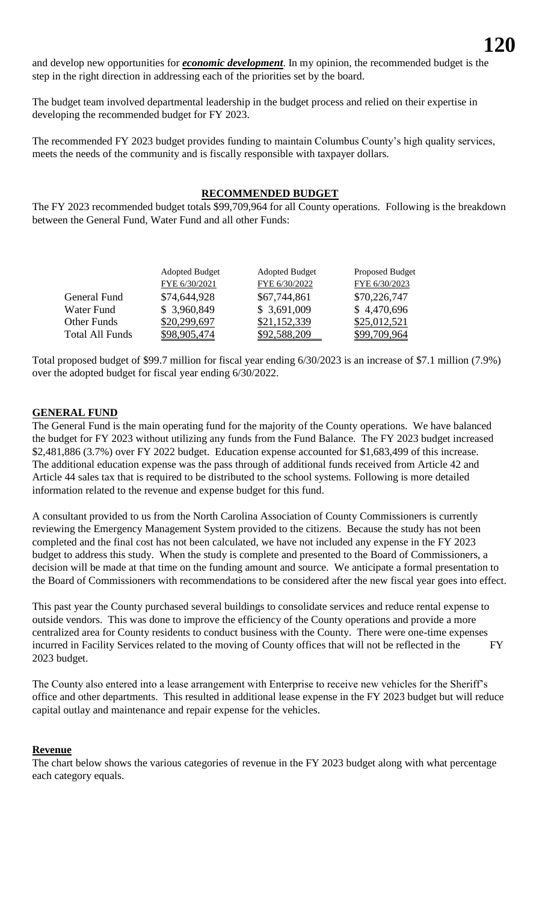and develop new opportunities for ***economic development***. In my opinion, the recommended budget is the step in the right direction in addressing each of the priorities set by the board.

The budget team involved departmental leadership in the budget process and relied on their expertise in developing the recommended budget for FY 2023.

The recommended FY 2023 budget provides funding to maintain Columbus County's high quality services, meets the needs of the community and is fiscally responsible with taxpayer dollars.

## RECOMMENDED BUDGET

The FY 2023 recommended budget totals $99,709,964 for all County operations. Following is the breakdown between the General Fund, Water Fund and all other Funds:

| | Adopted Budget FYE 6/30/2021 | Adopted Budget FYE 6/30/2022 | Proposed Budget FYE 6/30/2023 |
|---|---|---|---|
| General Fund | $74,644,928 | $67,744,861 | $70,226,747 |
| Water Fund | $ 3,960,849 | $ 3,691,009 | $ 4,470,696 |
| Other Funds | $20,299,697 | $21,152,339 | $25,012,521 |
| Total All Funds | $98,905,474 | $92,588,209 | $99,709,964 |

Total proposed budget of $99.7 million for fiscal year ending 6/30/2023 is an increase of $7.1 million (7.9%) over the adopted budget for fiscal year ending 6/30/2022.

## GENERAL FUND

The General Fund is the main operating fund for the majority of the County operations. We have balanced the budget for FY 2023 without utilizing any funds from the Fund Balance. The FY 2023 budget increased $2,481,886 (3.7%) over FY 2022 budget. Education expense accounted for $1,683,499 of this increase. The additional education expense was the pass through of additional funds received from Article 42 and Article 44 sales tax that is required to be distributed to the school systems. Following is more detailed information related to the revenue and expense budget for this fund.

A consultant provided to us from the North Carolina Association of County Commissioners is currently reviewing the Emergency Management System provided to the citizens. Because the study has not been completed and the final cost has not been calculated, we have not included any expense in the FY 2023 budget to address this study. When the study is complete and presented to the Board of Commissioners, a decision will be made at that time on the funding amount and source. We anticipate a formal presentation to the Board of Commissioners with recommendations to be considered after the new fiscal year goes into effect.

This past year the County purchased several buildings to consolidate services and reduce rental expense to outside vendors. This was done to improve the efficiency of the County operations and provide a more centralized area for County residents to conduct business with the County. There were one-time expenses incurred in Facility Services related to the moving of County offices that will not be reflected in the FY 2023 budget.

The County also entered into a lease arrangement with Enterprise to receive new vehicles for the Sheriff's office and other departments. This resulted in additional lease expense in the FY 2023 budget but will reduce capital outlay and maintenance and repair expense for the vehicles.

### Revenue

The chart below shows the various categories of revenue in the FY 2023 budget along with what percentage each category equals.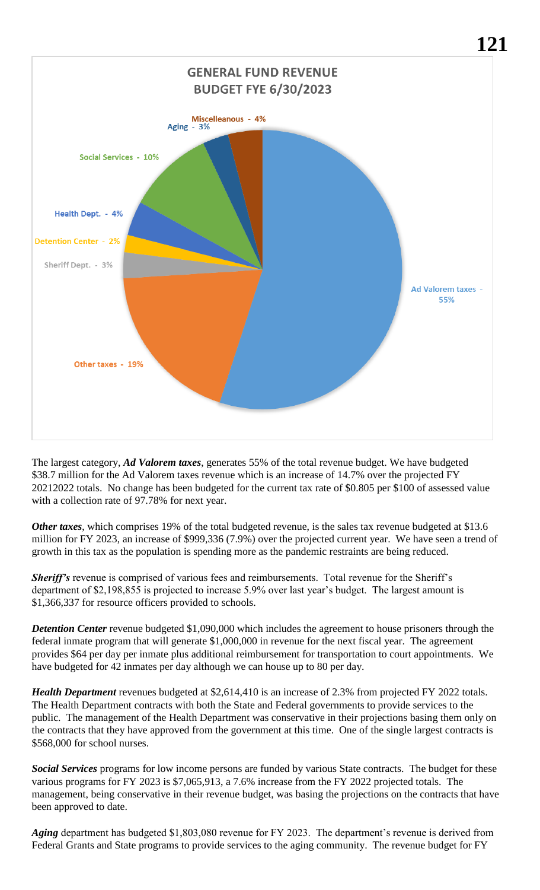## GENERAL FUND REVENUE BUDGET FYE 6/30/2023

- Ad Valorem taxes - 55%
- Other taxes - 19%
- Sheriff Dept. - 3%
- Detention Center - 2%
- Health Dept. - 4%
- Social Services - 10%
- Aging - 3%
- Miscelleanous - 4%

The largest category, ***Ad Valorem taxes***, generates 55% of the total revenue budget. We have budgeted \$38.7 million for the Ad Valorem taxes revenue which is an increase of 14.7% over the projected FY 20212022 totals. No change has been budgeted for the current tax rate of \$0.805 per \$100 of assessed value with a collection rate of 97.78% for next year.

***Other taxes***, which comprises 19% of the total budgeted revenue, is the sales tax revenue budgeted at \$13.6 million for FY 2023, an increase of \$999,336 (7.9%) over the projected current year. We have seen a trend of growth in this tax as the population is spending more as the pandemic restraints are being reduced.

***Sheriff's*** revenue is comprised of various fees and reimbursements. Total revenue for the Sheriff's department of \$2,198,855 is projected to increase 5.9% over last year's budget. The largest amount is \$1,366,337 for resource officers provided to schools.

***Detention Center*** revenue budgeted \$1,090,000 which includes the agreement to house prisoners through the federal inmate program that will generate \$1,000,000 in revenue for the next fiscal year. The agreement provides \$64 per day per inmate plus additional reimbursement for transportation to court appointments. We have budgeted for 42 inmates per day although we can house up to 80 per day.

***Health Department*** revenues budgeted at \$2,614,410 is an increase of 2.3% from projected FY 2022 totals. The Health Department contracts with both the State and Federal governments to provide services to the public. The management of the Health Department was conservative in their projections basing them only on the contracts that they have approved from the government at this time. One of the single largest contracts is \$568,000 for school nurses.

***Social Services*** programs for low income persons are funded by various State contracts. The budget for these various programs for FY 2023 is \$7,065,913, a 7.6% increase from the FY 2022 projected totals. The management, being conservative in their revenue budget, was basing the projections on the contracts that have been approved to date.

***Aging*** department has budgeted \$1,803,080 revenue for FY 2023. The department's revenue is derived from Federal Grants and State programs to provide services to the aging community. The revenue budget for FY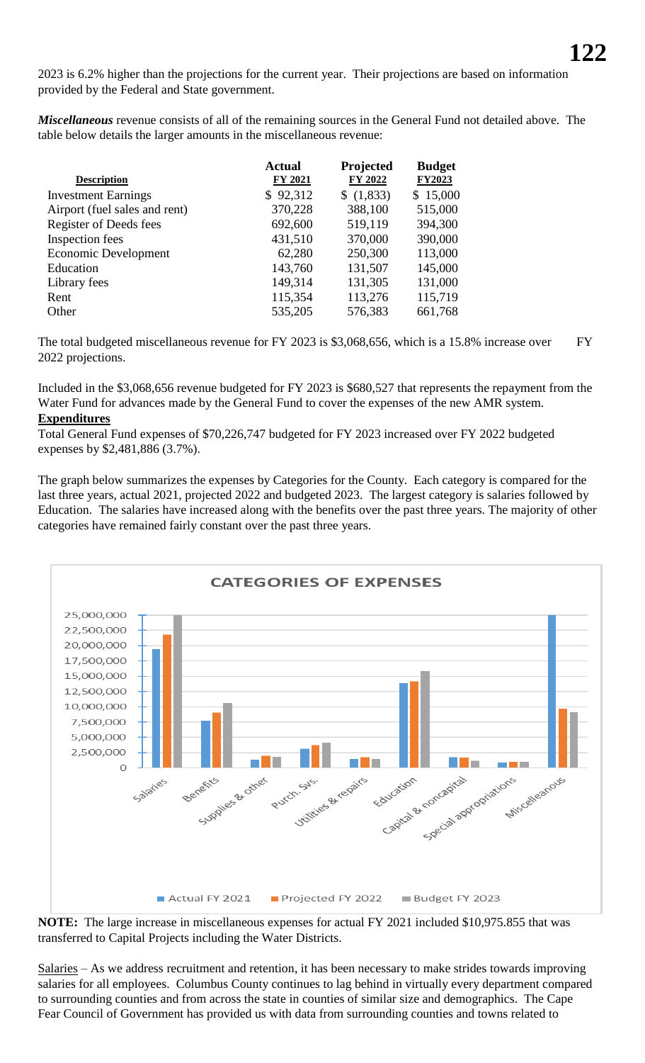2023 is 6.2% higher than the projections for the current year. Their projections are based on information provided by the Federal and State government.

***Miscellaneous*** revenue consists of all of the remaining sources in the General Fund not detailed above. The table below details the larger amounts in the miscellaneous revenue:

| Description | Actual FY 2021 | Projected FY 2022 | Budget FY2023 |
|---|---|---|---|
| Investment Earnings | $ 92,312 | $ (1,833) | $ 15,000 |
| Airport (fuel sales and rent) | 370,228 | 388,100 | 515,000 |
| Register of Deeds fees | 692,600 | 519,119 | 394,300 |
| Inspection fees | 431,510 | 370,000 | 390,000 |
| Economic Development | 62,280 | 250,300 | 113,000 |
| Education | 143,760 | 131,507 | 145,000 |
| Library fees | 149,314 | 131,305 | 131,000 |
| Rent | 115,354 | 113,276 | 115,719 |
| Other | 535,205 | 576,383 | 661,768 |

The total budgeted miscellaneous revenue for FY 2023 is $3,068,656, which is a 15.8% increase over FY 2022 projections.

Included in the $3,068,656 revenue budgeted for FY 2023 is $680,527 that represents the repayment from the Water Fund for advances made by the General Fund to cover the expenses of the new AMR system.

**Expenditures**

Total General Fund expenses of $70,226,747 budgeted for FY 2023 increased over FY 2022 budgeted expenses by $2,481,886 (3.7%).

The graph below summarizes the expenses by Categories for the County. Each category is compared for the last three years, actual 2021, projected 2022 and budgeted 2023. The largest category is salaries followed by Education. The salaries have increased along with the benefits over the past three years. The majority of other categories have remained fairly constant over the past three years.

**CATEGORIES OF EXPENSES**

Categories: Salaries, Benefits, Supplies & other, Purch. Svs., Utilities & repairs, Education, Capital & noncapital, Special appropriations, Miscelleanous

Legend: Actual FY 2021, Projected FY 2022, Budget FY 2023

**NOTE:** The large increase in miscellaneous expenses for actual FY 2021 included $10,975.855 that was transferred to Capital Projects including the Water Districts.

Salaries – As we address recruitment and retention, it has been necessary to make strides towards improving salaries for all employees. Columbus County continues to lag behind in virtually every department compared to surrounding counties and from across the state in counties of similar size and demographics. The Cape Fear Council of Government has provided us with data from surrounding counties and towns related to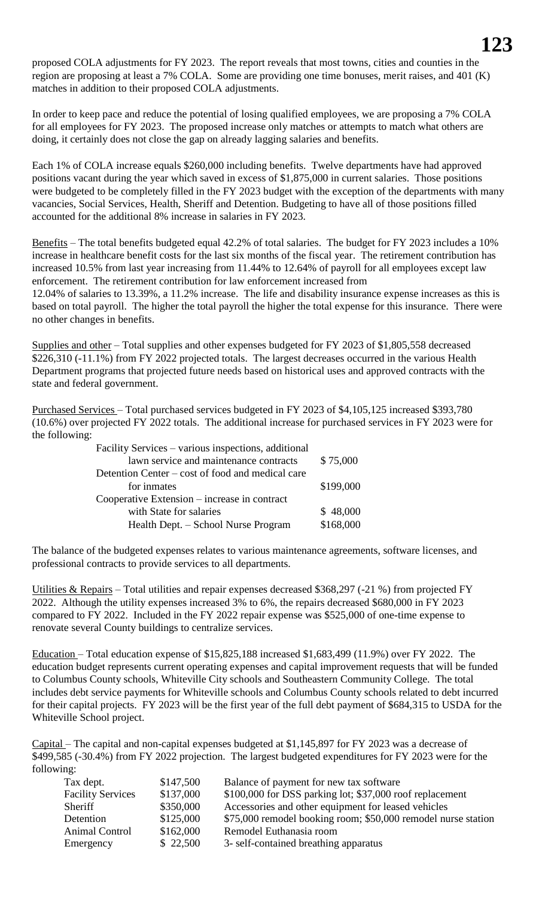proposed COLA adjustments for FY 2023. The report reveals that most towns, cities and counties in the region are proposing at least a 7% COLA. Some are providing one time bonuses, merit raises, and 401 (K) matches in addition to their proposed COLA adjustments.

In order to keep pace and reduce the potential of losing qualified employees, we are proposing a 7% COLA for all employees for FY 2023. The proposed increase only matches or attempts to match what others are doing, it certainly does not close the gap on already lagging salaries and benefits.

Each 1% of COLA increase equals $260,000 including benefits. Twelve departments have had approved positions vacant during the year which saved in excess of $1,875,000 in current salaries. Those positions were budgeted to be completely filled in the FY 2023 budget with the exception of the departments with many vacancies, Social Services, Health, Sheriff and Detention. Budgeting to have all of those positions filled accounted for the additional 8% increase in salaries in FY 2023.

<u>Benefits</u> – The total benefits budgeted equal 42.2% of total salaries. The budget for FY 2023 includes a 10% increase in healthcare benefit costs for the last six months of the fiscal year. The retirement contribution has increased 10.5% from last year increasing from 11.44% to 12.64% of payroll for all employees except law enforcement. The retirement contribution for law enforcement increased from 12.04% of salaries to 13.39%, a 11.2% increase. The life and disability insurance expense increases as this is based on total payroll. The higher the total payroll the higher the total expense for this insurance. There were no other changes in benefits.

<u>Supplies and other</u> – Total supplies and other expenses budgeted for FY 2023 of $1,805,558 decreased $226,310 (-11.1%) from FY 2022 projected totals. The largest decreases occurred in the various Health Department programs that projected future needs based on historical uses and approved contracts with the state and federal government.

<u>Purchased Services</u> – Total purchased services budgeted in FY 2023 of $4,105,125 increased $393,780 (10.6%) over projected FY 2022 totals. The additional increase for purchased services in FY 2023 were for the following:

| | |
|---|---|
| Facility Services – various inspections, additional lawn service and maintenance contracts | $ 75,000 |
| Detention Center – cost of food and medical care for inmates | $199,000 |
| Cooperative Extension – increase in contract with State for salaries | $ 48,000 |
| Health Dept. – School Nurse Program | $168,000 |

The balance of the budgeted expenses relates to various maintenance agreements, software licenses, and professional contracts to provide services to all departments.

<u>Utilities & Repairs</u> – Total utilities and repair expenses decreased $368,297 (-21 %) from projected FY 2022. Although the utility expenses increased 3% to 6%, the repairs decreased $680,000 in FY 2023 compared to FY 2022. Included in the FY 2022 repair expense was $525,000 of one-time expense to renovate several County buildings to centralize services.

<u>Education</u> – Total education expense of $15,825,188 increased $1,683,499 (11.9%) over FY 2022. The education budget represents current operating expenses and capital improvement requests that will be funded to Columbus County schools, Whiteville City schools and Southeastern Community College. The total includes debt service payments for Whiteville schools and Columbus County schools related to debt incurred for their capital projects. FY 2023 will be the first year of the full debt payment of $684,315 to USDA for the Whiteville School project.

<u>Capital</u> – The capital and non-capital expenses budgeted at $1,145,897 for FY 2023 was a decrease of $499,585 (-30.4%) from FY 2022 projection. The largest budgeted expenditures for FY 2023 were for the following:

| | | |
|---|---|---|
| Tax dept. | $147,500 | Balance of payment for new tax software |
| Facility Services | $137,000 | $100,000 for DSS parking lot; $37,000 roof replacement |
| Sheriff | $350,000 | Accessories and other equipment for leased vehicles |
| Detention | $125,000 | $75,000 remodel booking room; $50,000 remodel nurse station |
| Animal Control | $162,000 | Remodel Euthanasia room |
| Emergency | $ 22,500 | 3- self-contained breathing apparatus |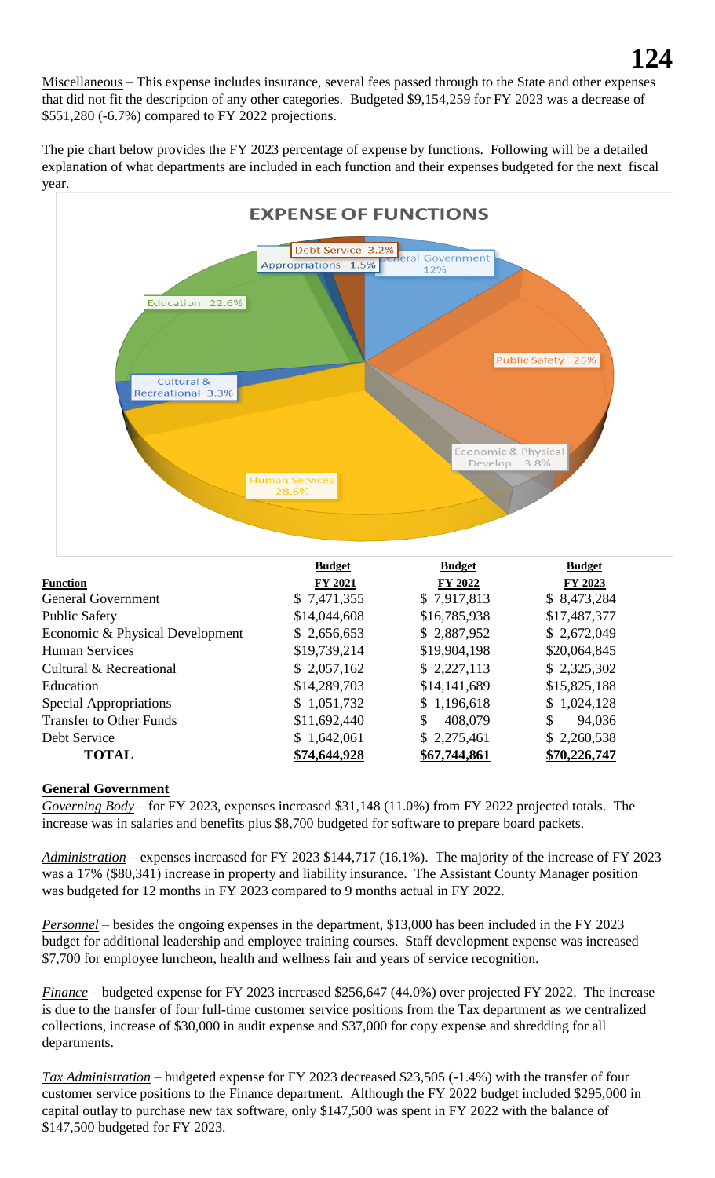Miscellaneous – This expense includes insurance, several fees passed through to the State and other expenses that did not fit the description of any other categories. Budgeted $9,154,259 for FY 2023 was a decrease of $551,280 (-6.7%) compared to FY 2022 projections.

The pie chart below provides the FY 2023 percentage of expense by functions. Following will be a detailed explanation of what departments are included in each function and their expenses budgeted for the next fiscal year.

**EXPENSE OF FUNCTIONS**

- Debt Service 3.2%
- Appropriations 1.5%
- General Government 12%
- Public Safety 25%
- Economic & Physical Develop. 3.8%
- Human Services 28.6%
- Cultural & Recreational 3.3%
- Education 22.6%

| Function | Budget FY 2021 | Budget FY 2022 | Budget FY 2023 |
|---|---|---|---|
| General Government | $ 7,471,355 | $ 7,917,813 | $ 8,473,284 |
| Public Safety | $14,044,608 | $16,785,938 | $17,487,377 |
| Economic & Physical Development | $ 2,656,653 | $ 2,887,952 | $ 2,672,049 |
| Human Services | $19,739,214 | $19,904,198 | $20,064,845 |
| Cultural & Recreational | $ 2,057,162 | $ 2,227,113 | $ 2,325,302 |
| Education | $14,289,703 | $14,141,689 | $15,825,188 |
| Special Appropriations | $ 1,051,732 | $ 1,196,618 | $ 1,024,128 |
| Transfer to Other Funds | $11,692,440 | $ 408,079 | $ 94,036 |
| Debt Service | $ 1,642,061 | $ 2,275,461 | $ 2,260,538 |
| **TOTAL** | **$74,644,928** | **$67,744,861** | **$70,226,747** |

## General Government

*Governing Body* – for FY 2023, expenses increased $31,148 (11.0%) from FY 2022 projected totals. The increase was in salaries and benefits plus $8,700 budgeted for software to prepare board packets.

*Administration* – expenses increased for FY 2023 $144,717 (16.1%). The majority of the increase of FY 2023 was a 17% ($80,341) increase in property and liability insurance. The Assistant County Manager position was budgeted for 12 months in FY 2023 compared to 9 months actual in FY 2022.

*Personnel* – besides the ongoing expenses in the department, $13,000 has been included in the FY 2023 budget for additional leadership and employee training courses. Staff development expense was increased $7,700 for employee luncheon, health and wellness fair and years of service recognition.

*Finance* – budgeted expense for FY 2023 increased $256,647 (44.0%) over projected FY 2022. The increase is due to the transfer of four full-time customer service positions from the Tax department as we centralized collections, increase of $30,000 in audit expense and $37,000 for copy expense and shredding for all departments.

*Tax Administration* – budgeted expense for FY 2023 decreased $23,505 (-1.4%) with the transfer of four customer service positions to the Finance department. Although the FY 2022 budget included $295,000 in capital outlay to purchase new tax software, only $147,500 was spent in FY 2022 with the balance of $147,500 budgeted for FY 2023.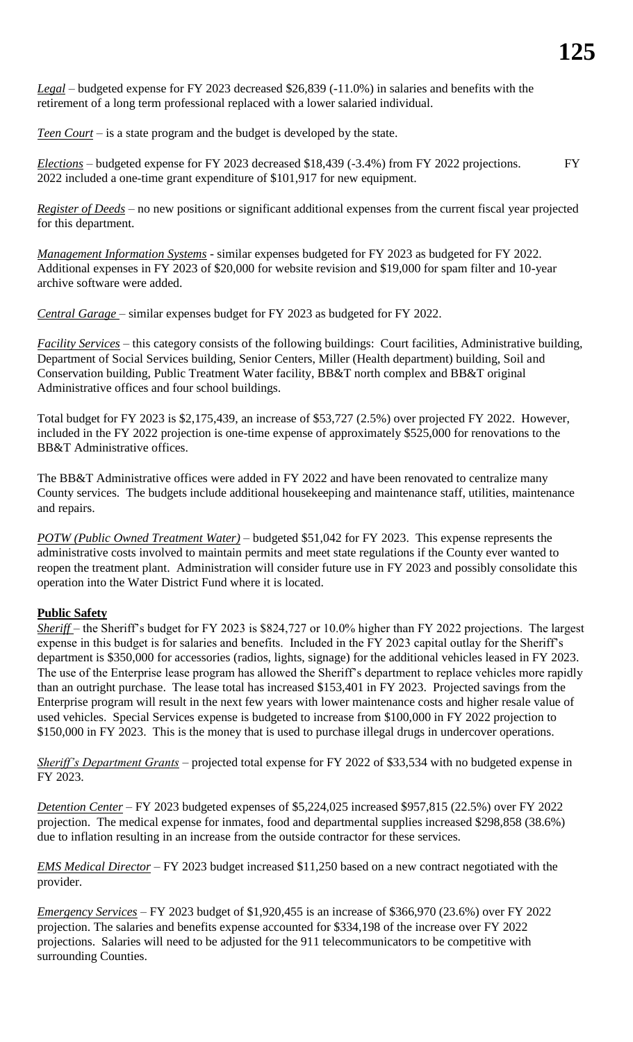*Legal* – budgeted expense for FY 2023 decreased $26,839 (-11.0%) in salaries and benefits with the retirement of a long term professional replaced with a lower salaried individual.

*Teen Court* – is a state program and the budget is developed by the state.

*Elections* – budgeted expense for FY 2023 decreased $18,439 (-3.4%) from FY 2022 projections. FY 2022 included a one-time grant expenditure of $101,917 for new equipment.

*Register of Deeds* – no new positions or significant additional expenses from the current fiscal year projected for this department.

*Management Information Systems* - similar expenses budgeted for FY 2023 as budgeted for FY 2022. Additional expenses in FY 2023 of $20,000 for website revision and $19,000 for spam filter and 10-year archive software were added.

*Central Garage* – similar expenses budget for FY 2023 as budgeted for FY 2022.

*Facility Services* – this category consists of the following buildings: Court facilities, Administrative building, Department of Social Services building, Senior Centers, Miller (Health department) building, Soil and Conservation building, Public Treatment Water facility, BB&T north complex and BB&T original Administrative offices and four school buildings.

Total budget for FY 2023 is $2,175,439, an increase of $53,727 (2.5%) over projected FY 2022. However, included in the FY 2022 projection is one-time expense of approximately $525,000 for renovations to the BB&T Administrative offices.

The BB&T Administrative offices were added in FY 2022 and have been renovated to centralize many County services. The budgets include additional housekeeping and maintenance staff, utilities, maintenance and repairs.

*POTW (Public Owned Treatment Water)* – budgeted $51,042 for FY 2023. This expense represents the administrative costs involved to maintain permits and meet state regulations if the County ever wanted to reopen the treatment plant. Administration will consider future use in FY 2023 and possibly consolidate this operation into the Water District Fund where it is located.

**Public Safety**

*Sheriff* – the Sheriff's budget for FY 2023 is $824,727 or 10.0% higher than FY 2022 projections. The largest expense in this budget is for salaries and benefits. Included in the FY 2023 capital outlay for the Sheriff's department is $350,000 for accessories (radios, lights, signage) for the additional vehicles leased in FY 2023. The use of the Enterprise lease program has allowed the Sheriff's department to replace vehicles more rapidly than an outright purchase. The lease total has increased $153,401 in FY 2023. Projected savings from the Enterprise program will result in the next few years with lower maintenance costs and higher resale value of used vehicles. Special Services expense is budgeted to increase from $100,000 in FY 2022 projection to $150,000 in FY 2023. This is the money that is used to purchase illegal drugs in undercover operations.

*Sheriff's Department Grants* – projected total expense for FY 2022 of $33,534 with no budgeted expense in FY 2023.

*Detention Center* – FY 2023 budgeted expenses of $5,224,025 increased $957,815 (22.5%) over FY 2022 projection. The medical expense for inmates, food and departmental supplies increased $298,858 (38.6%) due to inflation resulting in an increase from the outside contractor for these services.

*EMS Medical Director* – FY 2023 budget increased $11,250 based on a new contract negotiated with the provider.

*Emergency Services* – FY 2023 budget of $1,920,455 is an increase of $366,970 (23.6%) over FY 2022 projection. The salaries and benefits expense accounted for $334,198 of the increase over FY 2022 projections. Salaries will need to be adjusted for the 911 telecommunicators to be competitive with surrounding Counties.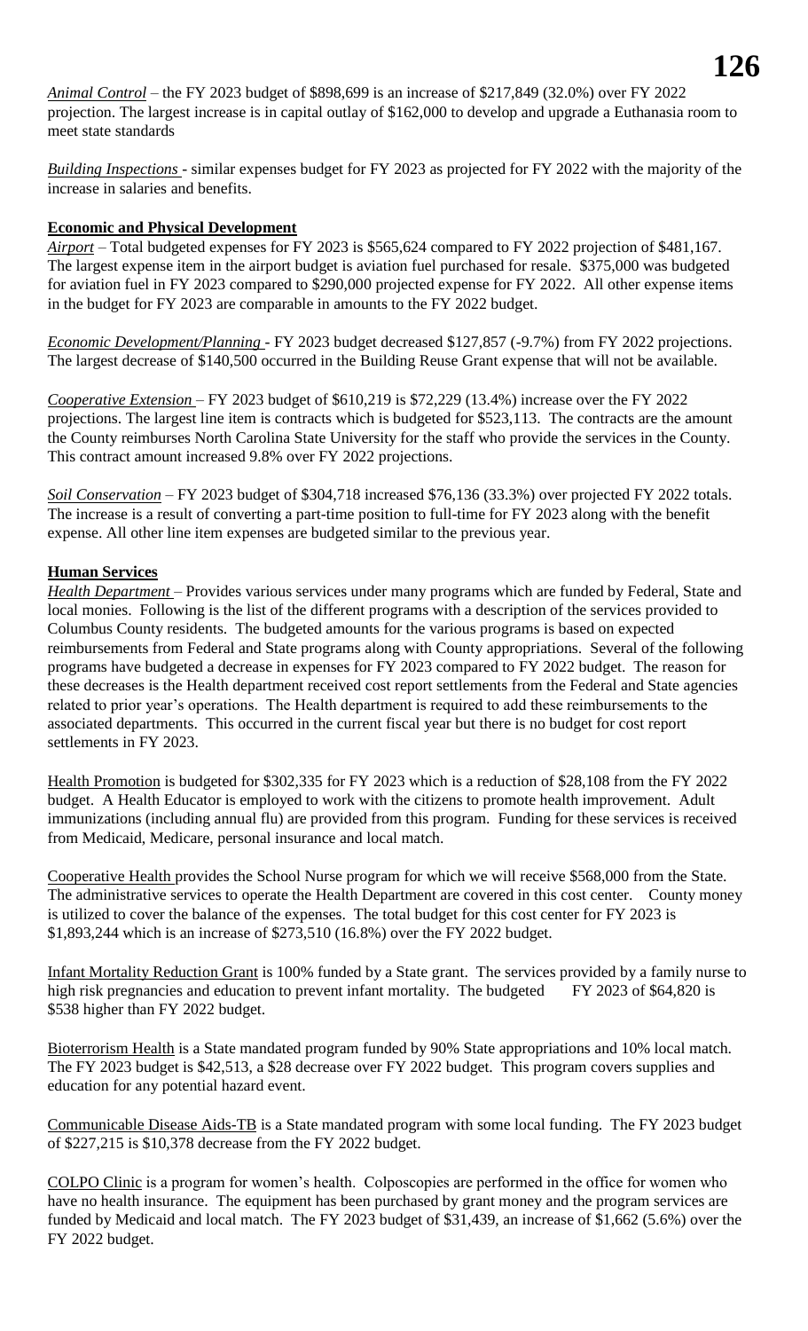*Animal Control* – the FY 2023 budget of $898,699 is an increase of $217,849 (32.0%) over FY 2022 projection. The largest increase is in capital outlay of $162,000 to develop and upgrade a Euthanasia room to meet state standards

*Building Inspections* - similar expenses budget for FY 2023 as projected for FY 2022 with the majority of the increase in salaries and benefits.

**Economic and Physical Development**

*Airport* – Total budgeted expenses for FY 2023 is $565,624 compared to FY 2022 projection of $481,167. The largest expense item in the airport budget is aviation fuel purchased for resale. $375,000 was budgeted for aviation fuel in FY 2023 compared to $290,000 projected expense for FY 2022. All other expense items in the budget for FY 2023 are comparable in amounts to the FY 2022 budget.

*Economic Development/Planning* - FY 2023 budget decreased $127,857 (-9.7%) from FY 2022 projections. The largest decrease of $140,500 occurred in the Building Reuse Grant expense that will not be available.

*Cooperative Extension* – FY 2023 budget of $610,219 is $72,229 (13.4%) increase over the FY 2022 projections. The largest line item is contracts which is budgeted for $523,113. The contracts are the amount the County reimburses North Carolina State University for the staff who provide the services in the County. This contract amount increased 9.8% over FY 2022 projections.

*Soil Conservation* – FY 2023 budget of $304,718 increased $76,136 (33.3%) over projected FY 2022 totals. The increase is a result of converting a part-time position to full-time for FY 2023 along with the benefit expense. All other line item expenses are budgeted similar to the previous year.

**Human Services**

*Health Department* – Provides various services under many programs which are funded by Federal, State and local monies. Following is the list of the different programs with a description of the services provided to Columbus County residents. The budgeted amounts for the various programs is based on expected reimbursements from Federal and State programs along with County appropriations. Several of the following programs have budgeted a decrease in expenses for FY 2023 compared to FY 2022 budget. The reason for these decreases is the Health department received cost report settlements from the Federal and State agencies related to prior year's operations. The Health department is required to add these reimbursements to the associated departments. This occurred in the current fiscal year but there is no budget for cost report settlements in FY 2023.

Health Promotion is budgeted for $302,335 for FY 2023 which is a reduction of $28,108 from the FY 2022 budget. A Health Educator is employed to work with the citizens to promote health improvement. Adult immunizations (including annual flu) are provided from this program. Funding for these services is received from Medicaid, Medicare, personal insurance and local match.

Cooperative Health provides the School Nurse program for which we will receive $568,000 from the State. The administrative services to operate the Health Department are covered in this cost center. County money is utilized to cover the balance of the expenses. The total budget for this cost center for FY 2023 is $1,893,244 which is an increase of $273,510 (16.8%) over the FY 2022 budget.

Infant Mortality Reduction Grant is 100% funded by a State grant. The services provided by a family nurse to high risk pregnancies and education to prevent infant mortality. The budgeted FY 2023 of $64,820 is $538 higher than FY 2022 budget.

Bioterrorism Health is a State mandated program funded by 90% State appropriations and 10% local match. The FY 2023 budget is $42,513, a $28 decrease over FY 2022 budget. This program covers supplies and education for any potential hazard event.

Communicable Disease Aids-TB is a State mandated program with some local funding. The FY 2023 budget of $227,215 is $10,378 decrease from the FY 2022 budget.

COLPO Clinic is a program for women's health. Colposcopies are performed in the office for women who have no health insurance. The equipment has been purchased by grant money and the program services are funded by Medicaid and local match. The FY 2023 budget of $31,439, an increase of $1,662 (5.6%) over the FY 2022 budget.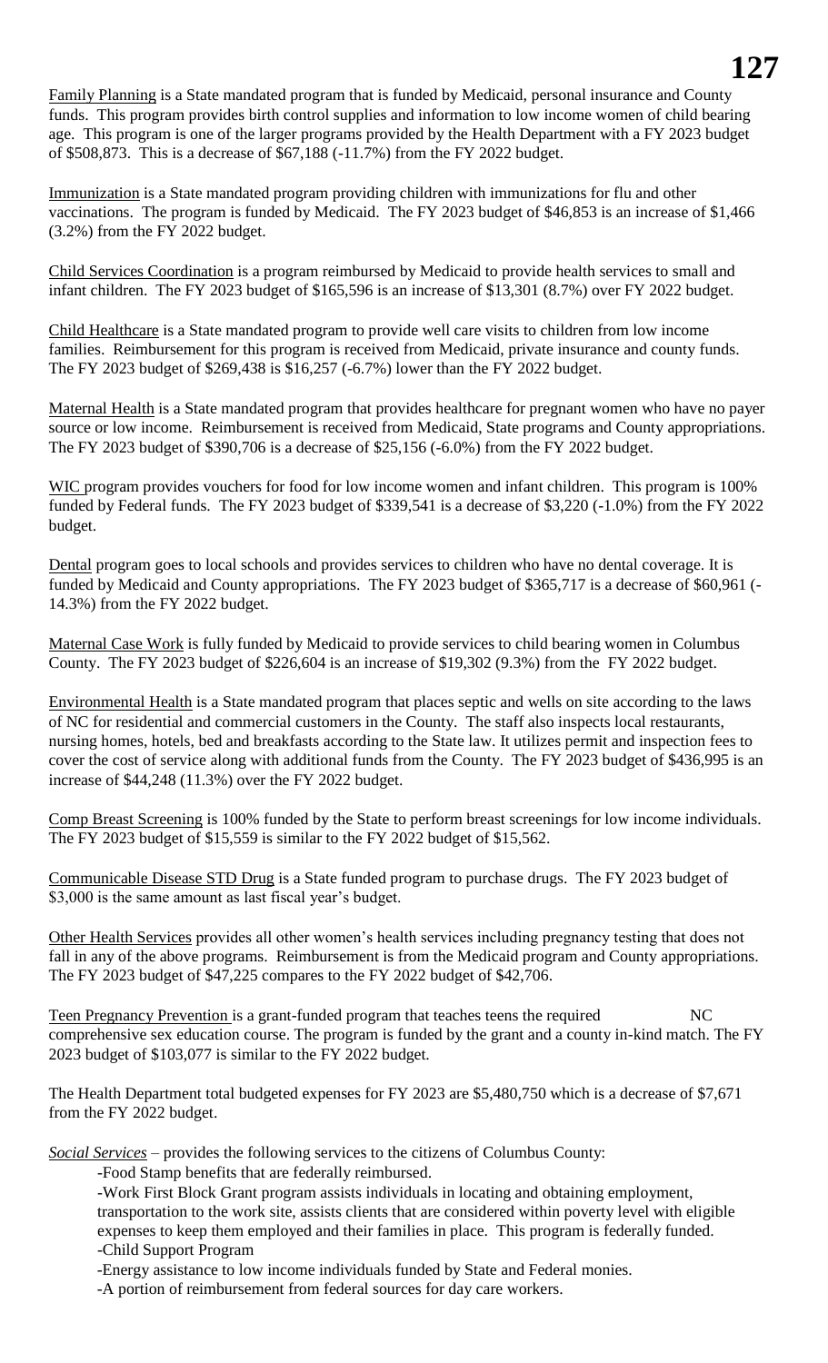Family Planning is a State mandated program that is funded by Medicaid, personal insurance and County funds. This program provides birth control supplies and information to low income women of child bearing age. This program is one of the larger programs provided by the Health Department with a FY 2023 budget of $508,873. This is a decrease of $67,188 (-11.7%) from the FY 2022 budget.

Immunization is a State mandated program providing children with immunizations for flu and other vaccinations. The program is funded by Medicaid. The FY 2023 budget of $46,853 is an increase of $1,466 (3.2%) from the FY 2022 budget.

Child Services Coordination is a program reimbursed by Medicaid to provide health services to small and infant children. The FY 2023 budget of $165,596 is an increase of $13,301 (8.7%) over FY 2022 budget.

Child Healthcare is a State mandated program to provide well care visits to children from low income families. Reimbursement for this program is received from Medicaid, private insurance and county funds. The FY 2023 budget of $269,438 is $16,257 (-6.7%) lower than the FY 2022 budget.

Maternal Health is a State mandated program that provides healthcare for pregnant women who have no payer source or low income. Reimbursement is received from Medicaid, State programs and County appropriations. The FY 2023 budget of $390,706 is a decrease of $25,156 (-6.0%) from the FY 2022 budget.

WIC program provides vouchers for food for low income women and infant children. This program is 100% funded by Federal funds. The FY 2023 budget of $339,541 is a decrease of $3,220 (-1.0%) from the FY 2022 budget.

Dental program goes to local schools and provides services to children who have no dental coverage. It is funded by Medicaid and County appropriations. The FY 2023 budget of $365,717 is a decrease of $60,961 (-14.3%) from the FY 2022 budget.

Maternal Case Work is fully funded by Medicaid to provide services to child bearing women in Columbus County. The FY 2023 budget of $226,604 is an increase of $19,302 (9.3%) from the FY 2022 budget.

Environmental Health is a State mandated program that places septic and wells on site according to the laws of NC for residential and commercial customers in the County. The staff also inspects local restaurants, nursing homes, hotels, bed and breakfasts according to the State law. It utilizes permit and inspection fees to cover the cost of service along with additional funds from the County. The FY 2023 budget of $436,995 is an increase of $44,248 (11.3%) over the FY 2022 budget.

Comp Breast Screening is 100% funded by the State to perform breast screenings for low income individuals. The FY 2023 budget of $15,559 is similar to the FY 2022 budget of $15,562.

Communicable Disease STD Drug is a State funded program to purchase drugs. The FY 2023 budget of $3,000 is the same amount as last fiscal year's budget.

Other Health Services provides all other women's health services including pregnancy testing that does not fall in any of the above programs. Reimbursement is from the Medicaid program and County appropriations. The FY 2023 budget of $47,225 compares to the FY 2022 budget of $42,706.

Teen Pregnancy Prevention is a grant-funded program that teaches teens the required NC comprehensive sex education course. The program is funded by the grant and a county in-kind match. The FY 2023 budget of $103,077 is similar to the FY 2022 budget.

The Health Department total budgeted expenses for FY 2023 are $5,480,750 which is a decrease of $7,671 from the FY 2022 budget.

***Social Services*** – provides the following services to the citizens of Columbus County:

- Food Stamp benefits that are federally reimbursed.
- Work First Block Grant program assists individuals in locating and obtaining employment, transportation to the work site, assists clients that are considered within poverty level with eligible expenses to keep them employed and their families in place. This program is federally funded.
- Child Support Program
- Energy assistance to low income individuals funded by State and Federal monies.
- A portion of reimbursement from federal sources for day care workers.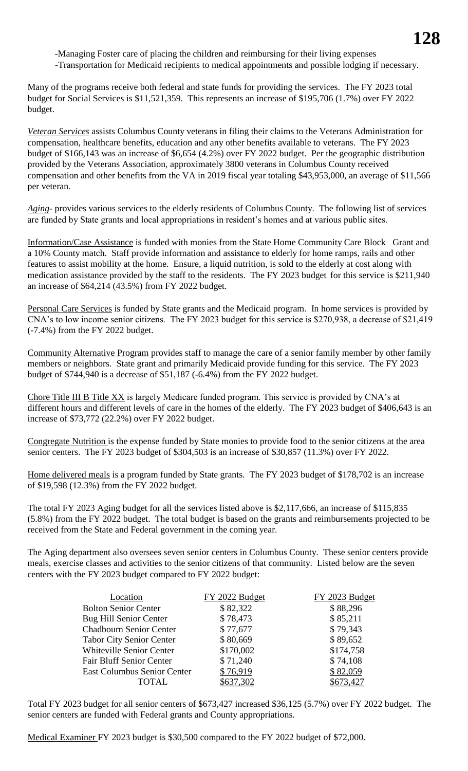-Managing Foster care of placing the children and reimbursing for their living expenses
-Transportation for Medicaid recipients to medical appointments and possible lodging if necessary.

Many of the programs receive both federal and state funds for providing the services. The FY 2023 total budget for Social Services is $11,521,359. This represents an increase of $195,706 (1.7%) over FY 2022 budget.

*Veteran Services* assists Columbus County veterans in filing their claims to the Veterans Administration for compensation, healthcare benefits, education and any other benefits available to veterans. The FY 2023 budget of $166,143 was an increase of $6,654 (4.2%) over FY 2022 budget. Per the geographic distribution provided by the Veterans Association, approximately 3800 veterans in Columbus County received compensation and other benefits from the VA in 2019 fiscal year totaling $43,953,000, an average of $11,566 per veteran.

*Aging*- provides various services to the elderly residents of Columbus County. The following list of services are funded by State grants and local appropriations in resident's homes and at various public sites.

Information/Case Assistance is funded with monies from the State Home Community Care Block Grant and a 10% County match. Staff provide information and assistance to elderly for home ramps, rails and other features to assist mobility at the home. Ensure, a liquid nutrition, is sold to the elderly at cost along with medication assistance provided by the staff to the residents. The FY 2023 budget for this service is $211,940 an increase of $64,214 (43.5%) from FY 2022 budget.

Personal Care Services is funded by State grants and the Medicaid program. In home services is provided by CNA's to low income senior citizens. The FY 2023 budget for this service is $270,938, a decrease of $21,419 (-7.4%) from the FY 2022 budget.

Community Alternative Program provides staff to manage the care of a senior family member by other family members or neighbors. State grant and primarily Medicaid provide funding for this service. The FY 2023 budget of $744,940 is a decrease of $51,187 (-6.4%) from the FY 2022 budget.

Chore Title III B Title XX is largely Medicare funded program. This service is provided by CNA's at different hours and different levels of care in the homes of the elderly. The FY 2023 budget of $406,643 is an increase of $73,772 (22.2%) over FY 2022 budget.

Congregate Nutrition is the expense funded by State monies to provide food to the senior citizens at the area senior centers. The FY 2023 budget of $304,503 is an increase of $30,857 (11.3%) over FY 2022.

Home delivered meals is a program funded by State grants. The FY 2023 budget of $178,702 is an increase of $19,598 (12.3%) from the FY 2022 budget.

The total FY 2023 Aging budget for all the services listed above is $2,117,666, an increase of $115,835 (5.8%) from the FY 2022 budget. The total budget is based on the grants and reimbursements projected to be received from the State and Federal government in the coming year.

The Aging department also oversees seven senior centers in Columbus County. These senior centers provide meals, exercise classes and activities to the senior citizens of that community. Listed below are the seven centers with the FY 2023 budget compared to FY 2022 budget:

| Location | FY 2022 Budget | FY 2023 Budget |
|---|---|---|
| Bolton Senior Center | $ 82,322 | $ 88,296 |
| Bug Hill Senior Center | $ 78,473 | $ 85,211 |
| Chadbourn Senior Center | $ 77,677 | $ 79,343 |
| Tabor City Senior Center | $ 80,669 | $ 89,652 |
| Whiteville Senior Center | $170,002 | $174,758 |
| Fair Bluff Senior Center | $ 71,240 | $ 74,108 |
| East Columbus Senior Center | $ 76,919 | $ 82,059 |
| TOTAL | $637,302 | $673,427 |

Total FY 2023 budget for all senior centers of $673,427 increased $36,125 (5.7%) over FY 2022 budget. The senior centers are funded with Federal grants and County appropriations.

Medical Examiner FY 2023 budget is $30,500 compared to the FY 2022 budget of $72,000.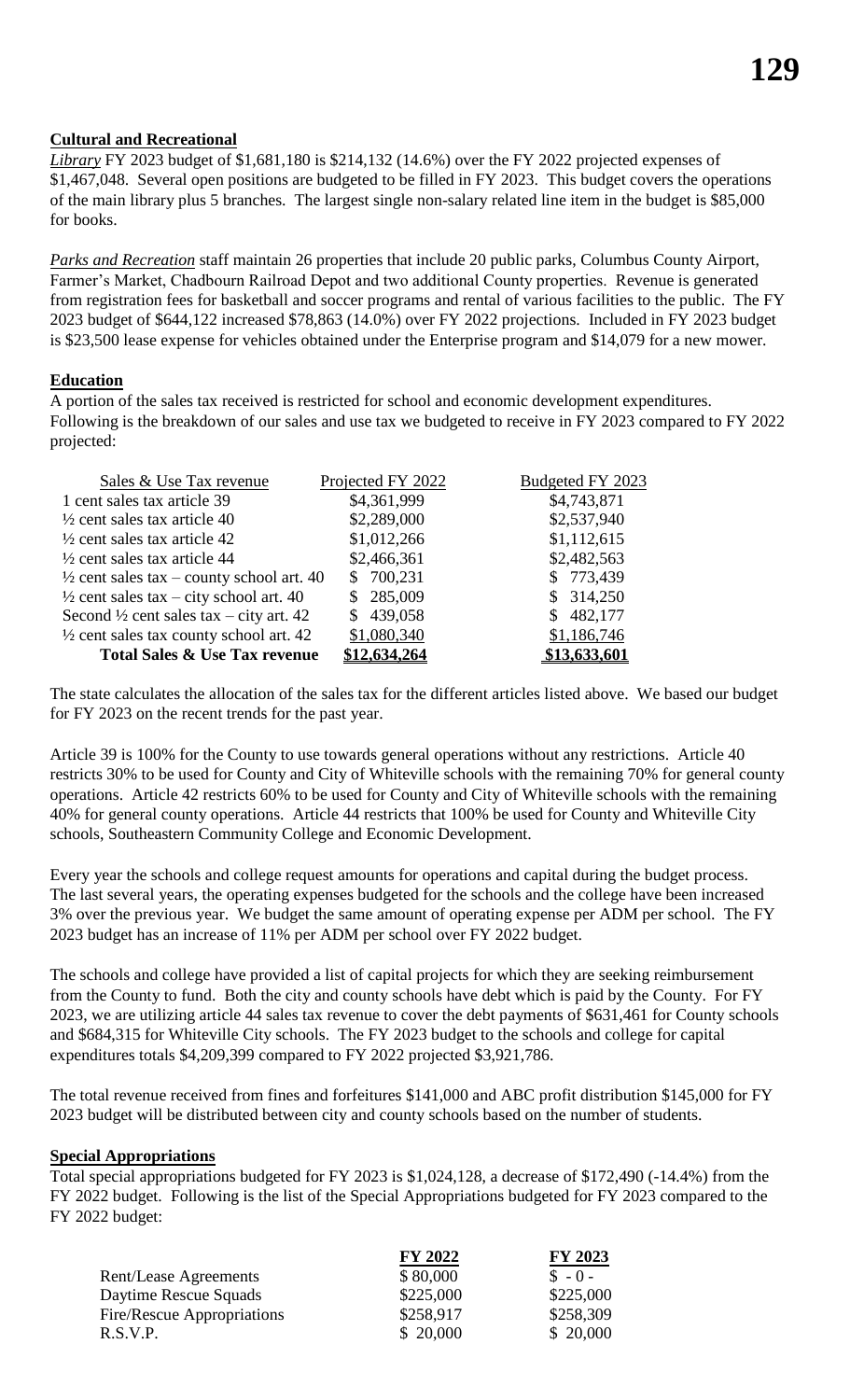## Cultural and Recreational

*Library* FY 2023 budget of $1,681,180 is $214,132 (14.6%) over the FY 2022 projected expenses of $1,467,048. Several open positions are budgeted to be filled in FY 2023. This budget covers the operations of the main library plus 5 branches. The largest single non-salary related line item in the budget is $85,000 for books.

*Parks and Recreation* staff maintain 26 properties that include 20 public parks, Columbus County Airport, Farmer's Market, Chadbourn Railroad Depot and two additional County properties. Revenue is generated from registration fees for basketball and soccer programs and rental of various facilities to the public. The FY 2023 budget of $644,122 increased $78,863 (14.0%) over FY 2022 projections. Included in FY 2023 budget is $23,500 lease expense for vehicles obtained under the Enterprise program and $14,079 for a new mower.

## Education

A portion of the sales tax received is restricted for school and economic development expenditures. Following is the breakdown of our sales and use tax we budgeted to receive in FY 2023 compared to FY 2022 projected:

| Sales & Use Tax revenue | Projected FY 2022 | Budgeted FY 2023 |
|---|---|---|
| 1 cent sales tax article 39 | $4,361,999 | $4,743,871 |
| ½ cent sales tax article 40 | $2,289,000 | $2,537,940 |
| ½ cent sales tax article 42 | $1,012,266 | $1,112,615 |
| ½ cent sales tax article 44 | $2,466,361 | $2,482,563 |
| ½ cent sales tax – county school art. 40 | $ 700,231 | $ 773,439 |
| ½ cent sales tax – city school art. 40 | $ 285,009 | $ 314,250 |
| Second ½ cent sales tax – city art. 42 | $ 439,058 | $ 482,177 |
| ½ cent sales tax county school art. 42 | $1,080,340 | $1,186,746 |
| **Total Sales & Use Tax revenue** | **$12,634,264** | **$13,633,601** |

The state calculates the allocation of the sales tax for the different articles listed above. We based our budget for FY 2023 on the recent trends for the past year.

Article 39 is 100% for the County to use towards general operations without any restrictions. Article 40 restricts 30% to be used for County and City of Whiteville schools with the remaining 70% for general county operations. Article 42 restricts 60% to be used for County and City of Whiteville schools with the remaining 40% for general county operations. Article 44 restricts that 100% be used for County and Whiteville City schools, Southeastern Community College and Economic Development.

Every year the schools and college request amounts for operations and capital during the budget process. The last several years, the operating expenses budgeted for the schools and the college have been increased 3% over the previous year. We budget the same amount of operating expense per ADM per school. The FY 2023 budget has an increase of 11% per ADM per school over FY 2022 budget.

The schools and college have provided a list of capital projects for which they are seeking reimbursement from the County to fund. Both the city and county schools have debt which is paid by the County. For FY 2023, we are utilizing article 44 sales tax revenue to cover the debt payments of $631,461 for County schools and $684,315 for Whiteville City schools. The FY 2023 budget to the schools and college for capital expenditures totals $4,209,399 compared to FY 2022 projected $3,921,786.

The total revenue received from fines and forfeitures $141,000 and ABC profit distribution $145,000 for FY 2023 budget will be distributed between city and county schools based on the number of students.

## Special Appropriations

Total special appropriations budgeted for FY 2023 is $1,024,128, a decrease of $172,490 (-14.4%) from the FY 2022 budget. Following is the list of the Special Appropriations budgeted for FY 2023 compared to the FY 2022 budget:

| | FY 2022 | FY 2023 |
|---|---|---|
| Rent/Lease Agreements | $ 80,000 | $ - 0 - |
| Daytime Rescue Squads | $225,000 | $225,000 |
| Fire/Rescue Appropriations | $258,917 | $258,309 |
| R.S.V.P. | $ 20,000 | $ 20,000 |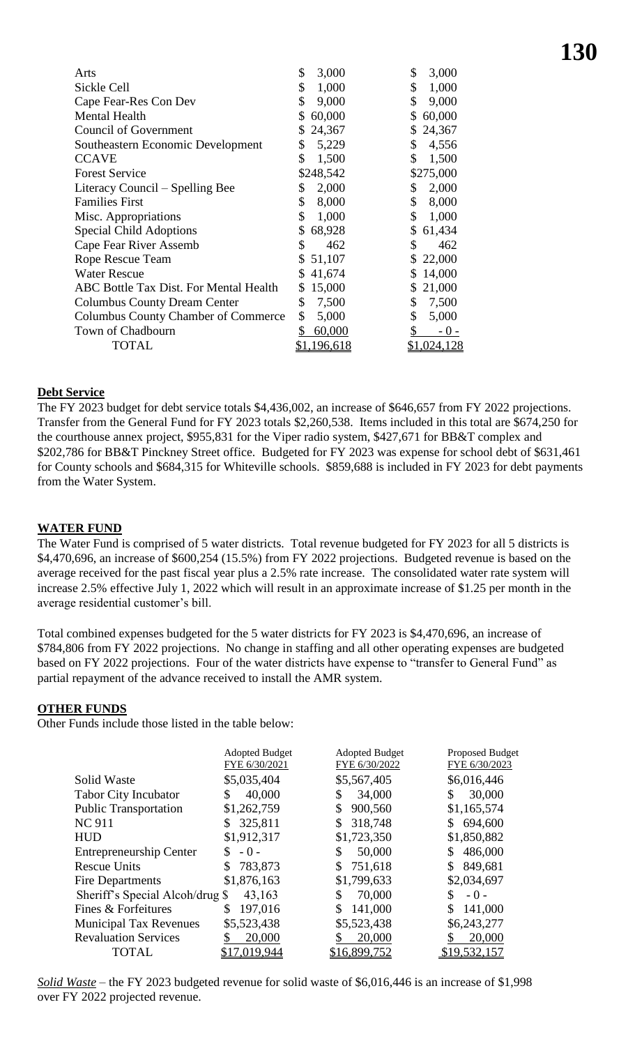| | | |
|---|---|---|
| Arts | $ 3,000 | $ 3,000 |
| Sickle Cell | $ 1,000 | $ 1,000 |
| Cape Fear-Res Con Dev | $ 9,000 | $ 9,000 |
| Mental Health | $ 60,000 | $ 60,000 |
| Council of Government | $ 24,367 | $ 24,367 |
| Southeastern Economic Development | $ 5,229 | $ 4,556 |
| CCAVE | $ 1,500 | $ 1,500 |
| Forest Service | $248,542 | $275,000 |
| Literacy Council – Spelling Bee | $ 2,000 | $ 2,000 |
| Families First | $ 8,000 | $ 8,000 |
| Misc. Appropriations | $ 1,000 | $ 1,000 |
| Special Child Adoptions | $ 68,928 | $ 61,434 |
| Cape Fear River Assemb | $ 462 | $ 462 |
| Rope Rescue Team | $ 51,107 | $ 22,000 |
| Water Rescue | $ 41,674 | $ 14,000 |
| ABC Bottle Tax Dist. For Mental Health | $ 15,000 | $ 21,000 |
| Columbus County Dream Center | $ 7,500 | $ 7,500 |
| Columbus County Chamber of Commerce | $ 5,000 | $ 5,000 |
| Town of Chadbourn | $ 60,000 | $ - 0 - |
| TOTAL | $1,196,618 | $1,024,128 |

**Debt Service**

The FY 2023 budget for debt service totals $4,436,002, an increase of $646,657 from FY 2022 projections. Transfer from the General Fund for FY 2023 totals $2,260,538. Items included in this total are $674,250 for the courthouse annex project, $955,831 for the Viper radio system, $427,671 for BB&T complex and $202,786 for BB&T Pinckney Street office. Budgeted for FY 2023 was expense for school debt of $631,461 for County schools and $684,315 for Whiteville schools. $859,688 is included in FY 2023 for debt payments from the Water System.

**WATER FUND**

The Water Fund is comprised of 5 water districts. Total revenue budgeted for FY 2023 for all 5 districts is $4,470,696, an increase of $600,254 (15.5%) from FY 2022 projections. Budgeted revenue is based on the average received for the past fiscal year plus a 2.5% rate increase. The consolidated water rate system will increase 2.5% effective July 1, 2022 which will result in an approximate increase of $1.25 per month in the average residential customer's bill.

Total combined expenses budgeted for the 5 water districts for FY 2023 is $4,470,696, an increase of $784,806 from FY 2022 projections. No change in staffing and all other operating expenses are budgeted based on FY 2022 projections. Four of the water districts have expense to "transfer to General Fund" as partial repayment of the advance received to install the AMR system.

**OTHER FUNDS**

Other Funds include those listed in the table below:

| | Adopted Budget FYE 6/30/2021 | Adopted Budget FYE 6/30/2022 | Proposed Budget FYE 6/30/2023 |
|---|---|---|---|
| Solid Waste | $5,035,404 | $5,567,405 | $6,016,446 |
| Tabor City Incubator | $ 40,000 | $ 34,000 | $ 30,000 |
| Public Transportation | $1,262,759 | $ 900,560 | $1,165,574 |
| NC 911 | $ 325,811 | $ 318,748 | $ 694,600 |
| HUD | $1,912,317 | $1,723,350 | $1,850,882 |
| Entrepreneurship Center | $ - 0 - | $ 50,000 | $ 486,000 |
| Rescue Units | $ 783,873 | $ 751,618 | $ 849,681 |
| Fire Departments | $1,876,163 | $1,799,633 | $2,034,697 |
| Sheriff's Special Alcoh/drug | $ 43,163 | $ 70,000 | $ - 0 - |
| Fines & Forfeitures | $ 197,016 | $ 141,000 | $ 141,000 |
| Municipal Tax Revenues | $5,523,438 | $5,523,438 | $6,243,277 |
| Revaluation Services | $ 20,000 | $ 20,000 | $ 20,000 |
| TOTAL | $17,019,944 | $16,899,752 | $19,532,157 |

*Solid Waste* – the FY 2023 budgeted revenue for solid waste of $6,016,446 is an increase of $1,998 over FY 2022 projected revenue.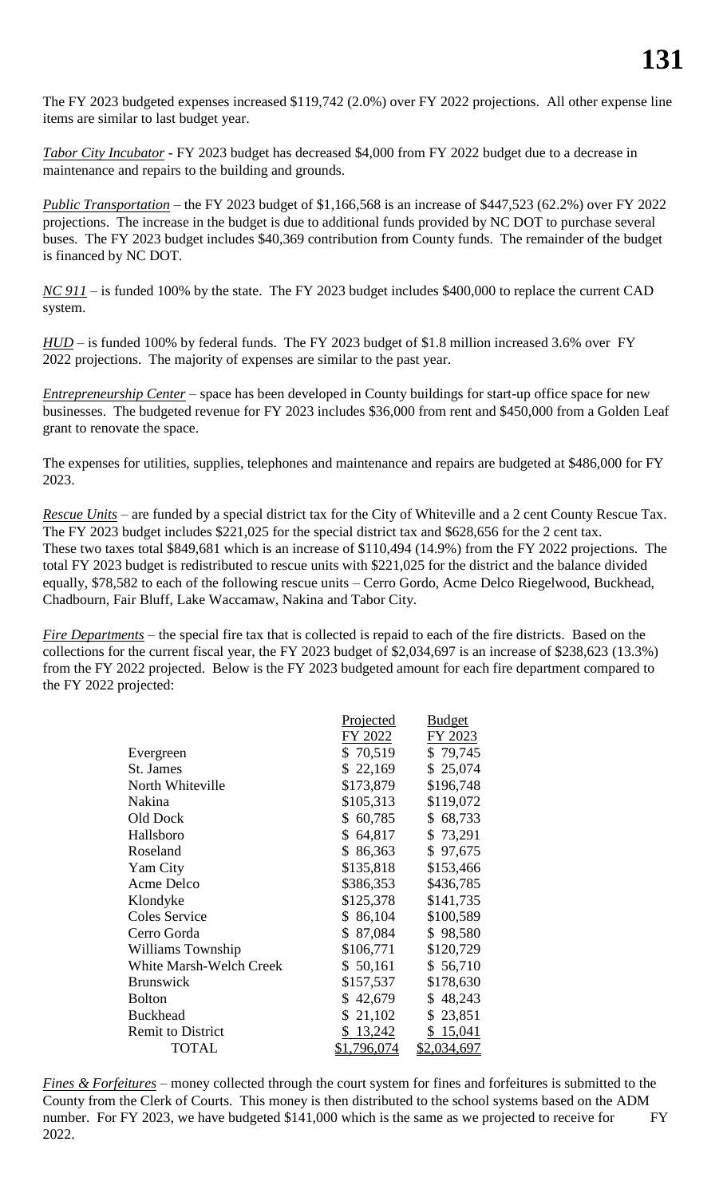The FY 2023 budgeted expenses increased $119,742 (2.0%) over FY 2022 projections. All other expense line items are similar to last budget year.

*Tabor City Incubator* - FY 2023 budget has decreased $4,000 from FY 2022 budget due to a decrease in maintenance and repairs to the building and grounds.

*Public Transportation* – the FY 2023 budget of $1,166,568 is an increase of $447,523 (62.2%) over FY 2022 projections. The increase in the budget is due to additional funds provided by NC DOT to purchase several buses. The FY 2023 budget includes $40,369 contribution from County funds. The remainder of the budget is financed by NC DOT.

*NC 911* – is funded 100% by the state. The FY 2023 budget includes $400,000 to replace the current CAD system.

*HUD* – is funded 100% by federal funds. The FY 2023 budget of $1.8 million increased 3.6% over FY 2022 projections. The majority of expenses are similar to the past year.

*Entrepreneurship Center* – space has been developed in County buildings for start-up office space for new businesses. The budgeted revenue for FY 2023 includes $36,000 from rent and $450,000 from a Golden Leaf grant to renovate the space.

The expenses for utilities, supplies, telephones and maintenance and repairs are budgeted at $486,000 for FY 2023.

*Rescue Units* – are funded by a special district tax for the City of Whiteville and a 2 cent County Rescue Tax. The FY 2023 budget includes $221,025 for the special district tax and $628,656 for the 2 cent tax. These two taxes total $849,681 which is an increase of $110,494 (14.9%) from the FY 2022 projections. The total FY 2023 budget is redistributed to rescue units with $221,025 for the district and the balance divided equally, $78,582 to each of the following rescue units – Cerro Gordo, Acme Delco Riegelwood, Buckhead, Chadbourn, Fair Bluff, Lake Waccamaw, Nakina and Tabor City.

*Fire Departments* – the special fire tax that is collected is repaid to each of the fire districts. Based on the collections for the current fiscal year, the FY 2023 budget of $2,034,697 is an increase of $238,623 (13.3%) from the FY 2022 projected. Below is the FY 2023 budgeted amount for each fire department compared to the FY 2022 projected:

| | Projected FY 2022 | Budget FY 2023 |
|---|---|---|
| Evergreen | $ 70,519 | $ 79,745 |
| St. James | $ 22,169 | $ 25,074 |
| North Whiteville | $173,879 | $196,748 |
| Nakina | $105,313 | $119,072 |
| Old Dock | $ 60,785 | $ 68,733 |
| Hallsboro | $ 64,817 | $ 73,291 |
| Roseland | $ 86,363 | $ 97,675 |
| Yam City | $135,818 | $153,466 |
| Acme Delco | $386,353 | $436,785 |
| Klondyke | $125,378 | $141,735 |
| Coles Service | $ 86,104 | $100,589 |
| Cerro Gorda | $ 87,084 | $ 98,580 |
| Williams Township | $106,771 | $120,729 |
| White Marsh-Welch Creek | $ 50,161 | $ 56,710 |
| Brunswick | $157,537 | $178,630 |
| Bolton | $ 42,679 | $ 48,243 |
| Buckhead | $ 21,102 | $ 23,851 |
| Remit to District | $ 13,242 | $ 15,041 |
| TOTAL | $1,796,074 | $2,034,697 |

*Fines & Forfeitures* – money collected through the court system for fines and forfeitures is submitted to the County from the Clerk of Courts. This money is then distributed to the school systems based on the ADM number. For FY 2023, we have budgeted $141,000 which is the same as we projected to receive for FY 2022.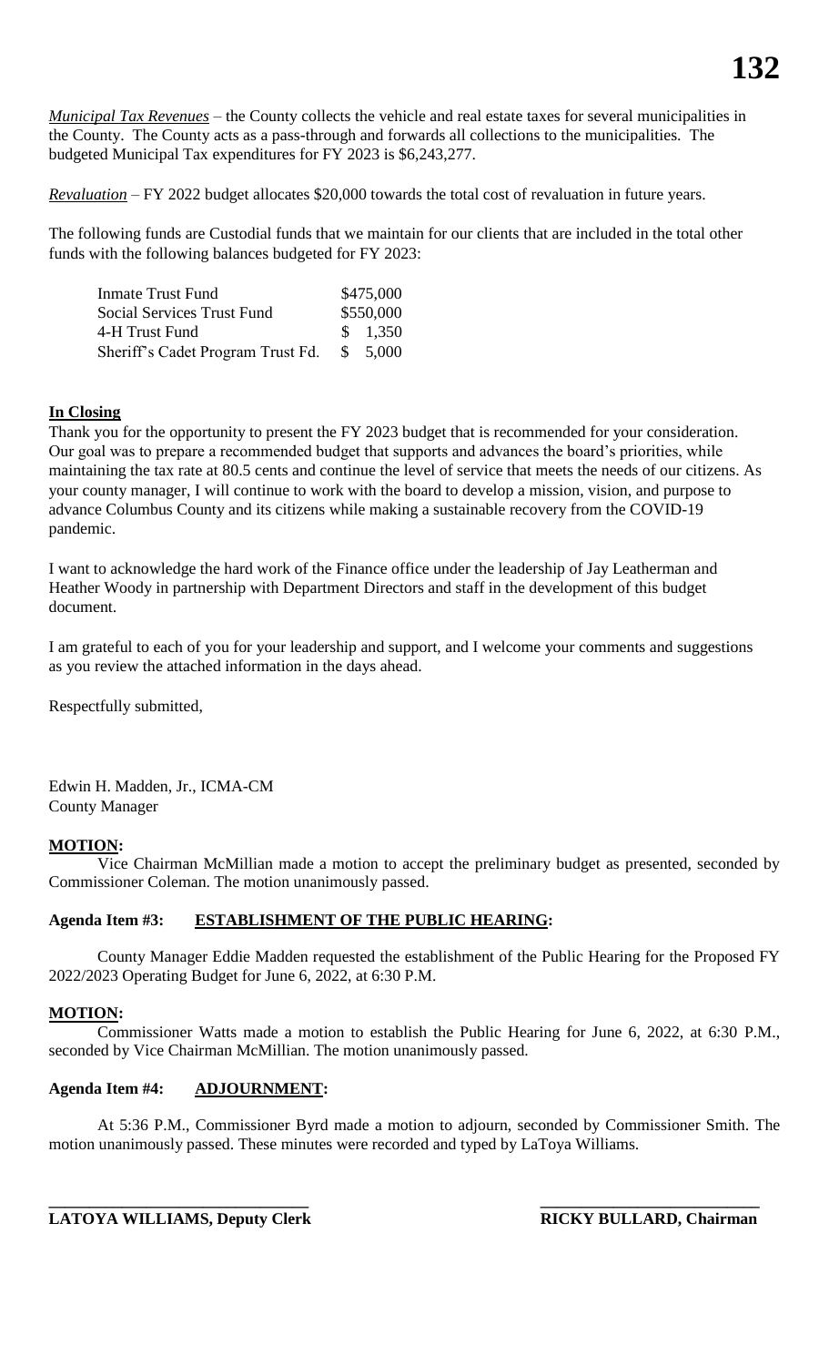*Municipal Tax Revenues* – the County collects the vehicle and real estate taxes for several municipalities in the County. The County acts as a pass-through and forwards all collections to the municipalities. The budgeted Municipal Tax expenditures for FY 2023 is $6,243,277.

*Revaluation* – FY 2022 budget allocates $20,000 towards the total cost of revaluation in future years.

The following funds are Custodial funds that we maintain for our clients that are included in the total other funds with the following balances budgeted for FY 2023:

| | |
|---|---|
| Inmate Trust Fund | $475,000 |
| Social Services Trust Fund | $550,000 |
| 4-H Trust Fund | $ 1,350 |
| Sheriff's Cadet Program Trust Fd. | $ 5,000 |

**In Closing**

Thank you for the opportunity to present the FY 2023 budget that is recommended for your consideration. Our goal was to prepare a recommended budget that supports and advances the board's priorities, while maintaining the tax rate at 80.5 cents and continue the level of service that meets the needs of our citizens. As your county manager, I will continue to work with the board to develop a mission, vision, and purpose to advance Columbus County and its citizens while making a sustainable recovery from the COVID-19 pandemic.

I want to acknowledge the hard work of the Finance office under the leadership of Jay Leatherman and Heather Woody in partnership with Department Directors and staff in the development of this budget document.

I am grateful to each of you for your leadership and support, and I welcome your comments and suggestions as you review the attached information in the days ahead.

Respectfully submitted,

Edwin H. Madden, Jr., ICMA-CM
County Manager

**MOTION:**

Vice Chairman McMillian made a motion to accept the preliminary budget as presented, seconded by Commissioner Coleman. The motion unanimously passed.

**Agenda Item #3: ESTABLISHMENT OF THE PUBLIC HEARING:**

County Manager Eddie Madden requested the establishment of the Public Hearing for the Proposed FY 2022/2023 Operating Budget for June 6, 2022, at 6:30 P.M.

**MOTION:**

Commissioner Watts made a motion to establish the Public Hearing for June 6, 2022, at 6:30 P.M., seconded by Vice Chairman McMillian. The motion unanimously passed.

**Agenda Item #4: ADJOURNMENT:**

At 5:36 P.M., Commissioner Byrd made a motion to adjourn, seconded by Commissioner Smith. The motion unanimously passed. These minutes were recorded and typed by LaToya Williams.

\_\_\_\_\_\_\_\_\_\_\_\_\_\_\_\_\_\_\_\_\_\_\_\_\_\_\_\_\_\_ \_\_\_\_\_\_\_\_\_\_\_\_\_\_\_\_\_\_\_\_\_\_\_\_\_\_\_\_\_\_

**LATOYA WILLIAMS, Deputy Clerk** **RICKY BULLARD, Chairman**